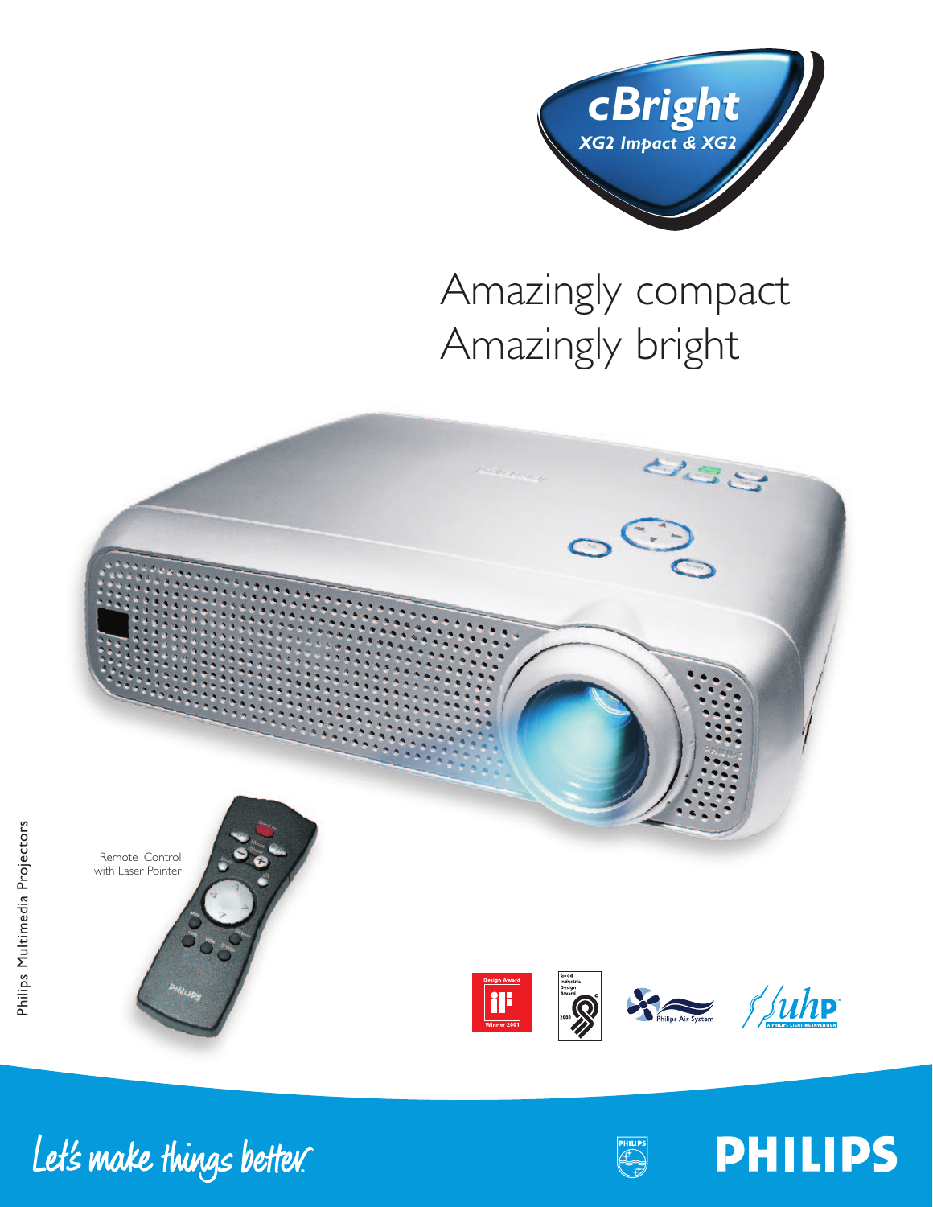# cBright

## XG2 Impact & XG2

# Amazingly compact
# Amazingly bright

Remote Control with Laser Pointer

Philips Multimedia Projectors

Design Award Winner 2001

Good Industrial Design Award 2000

Philips Air System

uhp A PHILIPS LIGHTING INVENTION

Let's make things better.

PHILIPS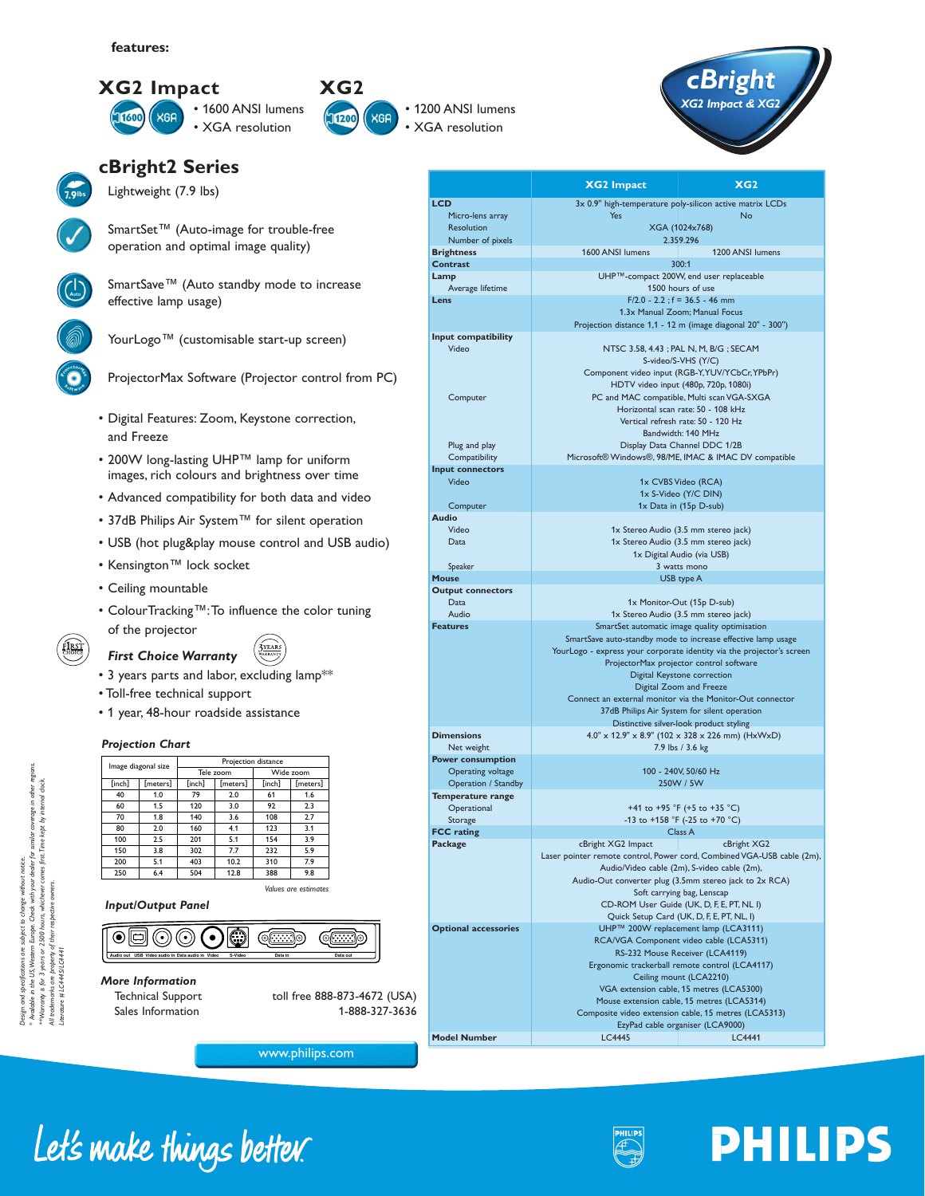features:

## XG2 Impact

- 1600 ANSI lumens
- XGA resolution

## XG2

- 1200 ANSI lumens
- XGA resolution

cBright
XG2 Impact & XG2

## cBright2 Series

Lightweight (7.9 lbs)

SmartSet™ (Auto-image for trouble-free operation and optimal image quality)

SmartSave™ (Auto standby mode to increase effective lamp usage)

YourLogo™ (customisable start-up screen)

ProjectorMax Software (Projector control from PC)

- Digital Features: Zoom, Keystone correction, and Freeze
- 200W long-lasting UHP™ lamp for uniform images, rich colours and brightness over time
- Advanced compatibility for both data and video
- 37dB Philips Air System™ for silent operation
- USB (hot plug&play mouse control and USB audio)
- Kensington™ lock socket
- Ceiling mountable
- ColourTracking™: To influence the color tuning of the projector

### *First Choice Warranty*

- 3 years parts and labor, excluding lamp**
- Toll-free technical support
- 1 year, 48-hour roadside assistance

### *Projection Chart*

| Image diagonal size | | Projection distance | | | |
|---|---|---|---|---|---|
| | | Tele zoom | | Wide zoom | |
| [inch] | [meters] | [inch] | [meters] | [inch] | [meters] |
| 40 | 1.0 | 79 | 2.0 | 61 | 1.6 |
| 60 | 1.5 | 120 | 3.0 | 92 | 2.3 |
| 70 | 1.8 | 140 | 3.6 | 108 | 2.7 |
| 80 | 2.0 | 160 | 4.1 | 123 | 3.1 |
| 100 | 2.5 | 201 | 5.1 | 154 | 3.9 |
| 150 | 3.8 | 302 | 7.7 | 232 | 5.9 |
| 200 | 5.1 | 403 | 10.2 | 310 | 7.9 |
| 250 | 6.4 | 504 | 12.8 | 388 | 9.8 |

*Values are estimates*

### *Input/Output Panel*

Audio out · USB · Video audio in · Data audio in · Video · S-Video · Data in · Data out

### *More Information*

Technical Support — toll free 888-873-4672 (USA)
Sales Information — 1-888-327-3636

www.philips.com

| | XG2 Impact | XG2 |
|---|---|---|
| **LCD** | 3x 0.9" high-temperature poly-silicon active matrix LCDs | |
| Micro-lens array | Yes | No |
| Resolution | XGA (1024x768) | |
| Number of pixels | 2.359.296 | |
| **Brightness** | 1600 ANSI lumens | 1200 ANSI lumens |
| **Contrast** | 300:1 | |
| **Lamp** | UHP™-compact 200W, end user replaceable | |
| Average lifetime | 1500 hours of use | |
| **Lens** | F/2.0 - 2.2 ; f = 36.5 - 46 mm<br>1.3x Manual Zoom; Manual Focus<br>Projection distance 1,1 - 12 m (image diagonal 20" - 300") | |
| **Input compatibility** | | |
| Video | NTSC 3.58, 4.43 ; PAL N, M, B/G ; SECAM<br>S-video/S-VHS (Y/C)<br>Component video input (RGB-Y,YUV/YCbCr,YPbPr)<br>HDTV video input (480p, 720p, 1080i) | |
| Computer | PC and MAC compatible, Multi scan VGA-SXGA<br>Horizontal scan rate: 50 - 108 kHz<br>Vertical refresh rate: 50 - 120 Hz<br>Bandwidth: 140 MHz | |
| Plug and play | Display Data Channel DDC 1/2B | |
| Compatibility | Microsoft® Windows®, 98/ME, IMAC & IMAC DV compatible | |
| **Input connectors** | | |
| Video | 1x CVBS Video (RCA)<br>1x S-Video (Y/C DIN) | |
| Computer | 1x Data in (15p D-sub) | |
| **Audio** | | |
| Video | 1x Stereo Audio (3.5 mm stereo jack) | |
| Data | 1x Stereo Audio (3.5 mm stereo jack)<br>1x Digital Audio (via USB) | |
| Speaker | 3 watts mono | |
| **Mouse** | USB type A | |
| **Output connectors** | | |
| Data | 1x Monitor-Out (15p D-sub) | |
| Audio | 1x Stereo Audio (3.5 mm stereo jack) | |
| **Features** | SmartSet automatic image quality optimisation<br>SmartSave auto-standby mode to increase effective lamp usage<br>YourLogo - express your corporate identity via the projector's screen<br>ProjectorMax projector control software<br>Digital Keystone correction<br>Digital Zoom and Freeze<br>Connect an external monitor via the Monitor-Out connector<br>37dB Philips Air System for silent operation<br>Distinctive silver-look product styling | |
| **Dimensions** | 4.0" x 12.9" x 8.9" (102 x 328 x 226 mm) (HxWxD) | |
| Net weight | 7.9 lbs / 3.6 kg | |
| **Power consumption** | | |
| Operating voltage | 100 - 240V, 50/60 Hz | |
| Operation / Standby | 250W / 5W | |
| **Temperature range** | | |
| Operational | +41 to +95 °F (+5 to +35 °C) | |
| Storage | -13 to +158 °F (-25 to +70 °C) | |
| **FCC rating** | Class A | |
| **Package** | cBright XG2 Impact | cBright XG2 |
| | Laser pointer remote control, Power cord, Combined VGA-USB cable (2m),<br>Audio/Video cable (2m), S-video cable (2m),<br>Audio-Out converter plug (3.5mm stereo jack to 2x RCA)<br>Soft carrying bag, Lenscap<br>CD-ROM User Guide (UK, D, F, E, PT, NL I)<br>Quick Setup Card (UK, D, F, E, PT, NL, I) | |
| **Optional accessories** | UHP™ 200W replacement lamp (LCA3111)<br>RCA/VGA Component video cable (LCA5311)<br>RS-232 Mouse Receiver (LCA4119)<br>Ergonomic trackerball remote control (LCA4117)<br>Ceiling mount (LCA2210)<br>VGA extension cable, 15 metres (LCA5300)<br>Mouse extension cable, 15 metres (LCA5314)<br>Composite video extension cable, 15 metres (LCA5313)<br>EzyPad cable organiser (LCA9000) | |
| **Model Number** | LC4445 | LC4441 |

Design and specifications are subject to change without notice.
* Available in the US, Western Europe. Check with your dealer for similar coverage in other regions.
**Warranty is for 3 years or 2500 hours, whichever comes first. Time kept by internal clock.
All trademarks are property of their respective owners.
Literature # LC4445/LC4441

Let's make things better.

PHILIPS